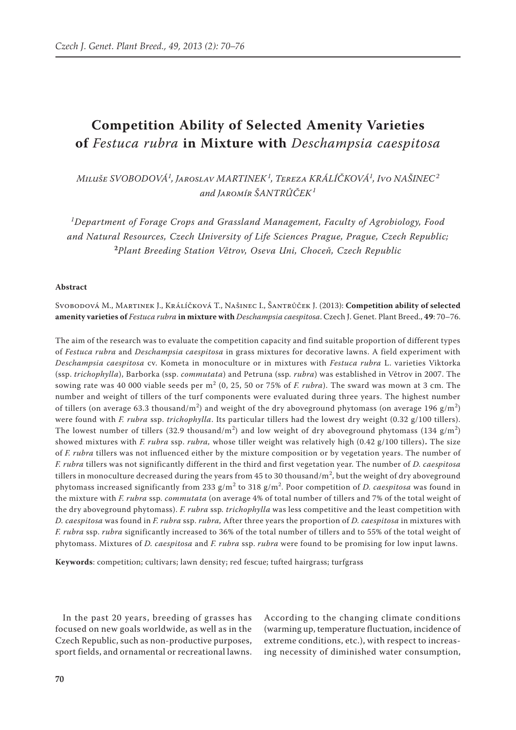# Competition Ability of Selected Amenity Varieties of *Festuca rubra* in Mixture with *Deschampsia caespitosa*

*Miluše SVOBODOVÁ[1], Jaroslav MARTINEK[1], Tereza KRÁLÍČKOVÁ[1], Ivo NAŠINEC[2] and Jaromír ŠANTRŮČEK[1]*

*[1]Department of Forage Crops and Grassland Management, Faculty of Agrobiology, Food and Natural Resources, Czech University of Life Sciences Prague, Prague, Czech Republic; [2]Plant Breeding Station Větrov, Oseva Uni, Choceň, Czech Republic*

**Abstract**

Svobodová M., Martinek J., Králíčková T., Našinec I., Šantrůček J. (2013): **Competition ability of selected amenity varieties of *Festuca rubra* in mixture with *Deschampsia caespitosa***. Czech J. Genet. Plant Breed., **49**: 70–76.

The aim of the research was to evaluate the competition capacity and find suitable proportion of different types of *Festuca rubra* and *Deschampsia caespitosa* in grass mixtures for decorative lawns. A field experiment with *Deschampsia caespitosa* cv. Kometa in monoculture or in mixtures with *Festuca rubra* L. varieties Viktorka (ssp. *trichophylla*), Barborka (ssp. *commutata*) and Petruna (ssp. *rubra*) was established in Větrov in 2007. The sowing rate was 40 000 viable seeds per m$^2$ (0, 25, 50 or 75% of *F. rubra*). The sward was mown at 3 cm. The number and weight of tillers of the turf components were evaluated during three years. The highest number of tillers (on average 63.3 thousand/m$^2$) and weight of the dry aboveground phytomass (on average 196 g/m$^2$) were found with *F. rubra* ssp. *trichophylla*. Its particular tillers had the lowest dry weight (0.32 g/100 tillers). The lowest number of tillers (32.9 thousand/m$^2$) and low weight of dry aboveground phytomass (134 g/m$^2$) showed mixtures with *F. rubra* ssp. *rubra,* whose tiller weight was relatively high (0.42 g/100 tillers)**.** The size of *F. rubra* tillers was not influenced either by the mixture composition or by vegetation years. The number of *F. rubra* tillers was not significantly different in the third and first vegetation year. The number of *D. caespitosa* tillers in monoculture decreased during the years from 45 to 30 thousand/m$^2$, but the weight of dry aboveground phytomass increased significantly from 233 g/m$^2$ to 318 g/m$^2$. Poor competition of *D. caespitosa* was found in the mixture with *F. rubra* ssp*. commutata* (on average 4% of total number of tillers and 7% of the total weight of the dry aboveground phytomass). *F. rubra* ssp*. trichophylla* was less competitive and the least competition with *D. caespitosa* was found in *F. rubra* ssp*. rubra,* After three years the proportion of *D. caespitosa* in mixtures with *F. rubra* ssp. *rubra* significantly increased to 36% of the total number of tillers and to 55% of the total weight of phytomass. Mixtures of *D. caespitosa* and *F. rubra* ssp. *rubra* were found to be promising for low input lawns.

**Keywords**: competition; cultivars; lawn density; red fescue; tufted hairgrass; turfgrass

In the past 20 years, breeding of grasses has focused on new goals worldwide, as well as in the Czech Republic, such as non-productive purposes, sport fields, and ornamental or recreational lawns. According to the changing climate conditions (warming up, temperature fluctuation, incidence of extreme conditions, etc.), with respect to increasing necessity of diminished water consumption,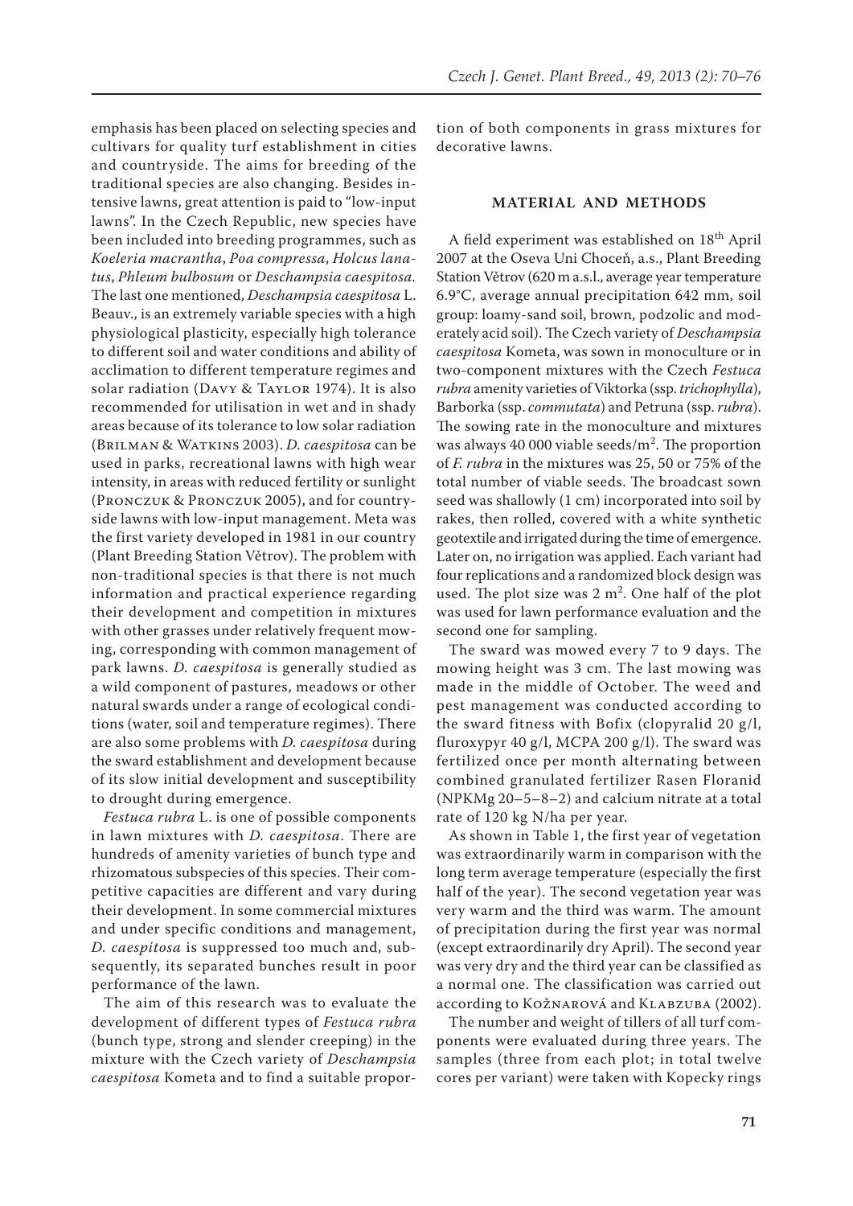emphasis has been placed on selecting species and cultivars for quality turf establishment in cities and countryside. The aims for breeding of the traditional species are also changing. Besides intensive lawns, great attention is paid to "low-input lawns". In the Czech Republic, new species have been included into breeding programmes, such as *Koeleria macrantha*, *Poa compressa*, *Holcus lanatus*, *Phleum bulbosum* or *Deschampsia caespitosa*. The last one mentioned, *Deschampsia caespitosa* L. Beauv., is an extremely variable species with a high physiological plasticity, especially high tolerance to different soil and water conditions and ability of acclimation to different temperature regimes and solar radiation (Davy & Taylor 1974). It is also recommended for utilisation in wet and in shady areas because of its tolerance to low solar radiation (Brilman & Watkins 2003). *D. caespitosa* can be used in parks, recreational lawns with high wear intensity, in areas with reduced fertility or sunlight (Pronczuk & Pronczuk 2005), and for countryside lawns with low-input management. Meta was the first variety developed in 1981 in our country (Plant Breeding Station Větrov). The problem with non-traditional species is that there is not much information and practical experience regarding their development and competition in mixtures with other grasses under relatively frequent mowing, corresponding with common management of park lawns. *D. caespitosa* is generally studied as a wild component of pastures, meadows or other natural swards under a range of ecological conditions (water, soil and temperature regimes). There are also some problems with *D. caespitosa* during the sward establishment and development because of its slow initial development and susceptibility to drought during emergence.

*Festuca rubra* L. is one of possible components in lawn mixtures with *D. caespitosa*. There are hundreds of amenity varieties of bunch type and rhizomatous subspecies of this species. Their competitive capacities are different and vary during their development. In some commercial mixtures and under specific conditions and management, *D. caespitosa* is suppressed too much and, subsequently, its separated bunches result in poor performance of the lawn.

The aim of this research was to evaluate the development of different types of *Festuca rubra* (bunch type, strong and slender creeping) in the mixture with the Czech variety of *Deschampsia caespitosa* Kometa and to find a suitable proportion of both components in grass mixtures for decorative lawns.

## MATERIAL AND METHODS

A field experiment was established on 18th April 2007 at the Oseva Uni Choceň, a.s., Plant Breeding Station Větrov (620 m a.s.l., average year temperature 6.9°C, average annual precipitation 642 mm, soil group: loamy-sand soil, brown, podzolic and moderately acid soil). The Czech variety of *Deschampsia caespitosa* Kometa, was sown in monoculture or in two-component mixtures with the Czech *Festuca rubra* amenity varieties of Viktorka (ssp. *trichophylla*), Barborka (ssp. *commutata*) and Petruna (ssp. *rubra*). The sowing rate in the monoculture and mixtures was always 40 000 viable seeds/m$^2$. The proportion of *F. rubra* in the mixtures was 25, 50 or 75% of the total number of viable seeds. The broadcast sown seed was shallowly (1 cm) incorporated into soil by rakes, then rolled, covered with a white synthetic geotextile and irrigated during the time of emergence. Later on, no irrigation was applied. Each variant had four replications and a randomized block design was used. The plot size was 2 m$^2$. One half of the plot was used for lawn performance evaluation and the second one for sampling.

The sward was mowed every 7 to 9 days. The mowing height was 3 cm. The last mowing was made in the middle of October. The weed and pest management was conducted according to the sward fitness with Bofix (clopyralid 20 g/l, fluroxypyr 40 g/l, MCPA 200 g/l). The sward was fertilized once per month alternating between combined granulated fertilizer Rasen Floranid (NPKMg 20–5–8–2) and calcium nitrate at a total rate of 120 kg N/ha per year.

As shown in Table 1, the first year of vegetation was extraordinarily warm in comparison with the long term average temperature (especially the first half of the year). The second vegetation year was very warm and the third was warm. The amount of precipitation during the first year was normal (except extraordinarily dry April). The second year was very dry and the third year can be classified as a normal one. The classification was carried out according to Kožnarová and Klabzuba (2002).

The number and weight of tillers of all turf components were evaluated during three years. The samples (three from each plot; in total twelve cores per variant) were taken with Kopecky rings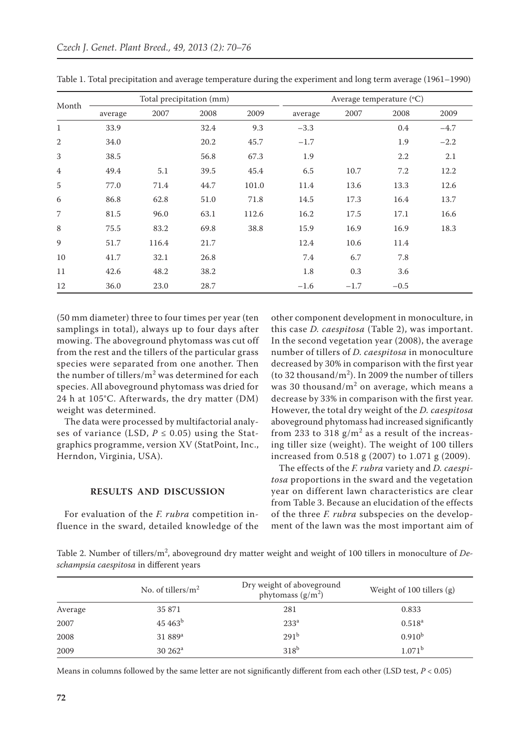Table 1. Total precipitation and average temperature during the experiment and long term average (1961–1990)

| Month | Total precipitation (mm) | | | | Average temperature (°C) | | | |
|---|---|---|---|---|---|---|---|---|
| | average | 2007 | 2008 | 2009 | average | 2007 | 2008 | 2009 |
| 1 | 33.9 | | 32.4 | 9.3 | −3.3 | | 0.4 | −4.7 |
| 2 | 34.0 | | 20.2 | 45.7 | −1.7 | | 1.9 | −2.2 |
| 3 | 38.5 | | 56.8 | 67.3 | 1.9 | | 2.2 | 2.1 |
| 4 | 49.4 | 5.1 | 39.5 | 45.4 | 6.5 | 10.7 | 7.2 | 12.2 |
| 5 | 77.0 | 71.4 | 44.7 | 101.0 | 11.4 | 13.6 | 13.3 | 12.6 |
| 6 | 86.8 | 62.8 | 51.0 | 71.8 | 14.5 | 17.3 | 16.4 | 13.7 |
| 7 | 81.5 | 96.0 | 63.1 | 112.6 | 16.2 | 17.5 | 17.1 | 16.6 |
| 8 | 75.5 | 83.2 | 69.8 | 38.8 | 15.9 | 16.9 | 16.9 | 18.3 |
| 9 | 51.7 | 116.4 | 21.7 | | 12.4 | 10.6 | 11.4 | |
| 10 | 41.7 | 32.1 | 26.8 | | 7.4 | 6.7 | 7.8 | |
| 11 | 42.6 | 48.2 | 38.2 | | 1.8 | 0.3 | 3.6 | |
| 12 | 36.0 | 23.0 | 28.7 | | −1.6 | −1.7 | −0.5 | |

(50 mm diameter) three to four times per year (ten samplings in total), always up to four days after mowing. The aboveground phytomass was cut off from the rest and the tillers of the particular grass species were separated from one another. Then the number of tillers/m$^2$ was determined for each species. All aboveground phytomass was dried for 24 h at 105°C. Afterwards, the dry matter (DM) weight was determined.

The data were processed by multifactorial analyses of variance (LSD, $P \leq 0.05$) using the Statgraphics programme, version XV (StatPoint, Inc., Herndon, Virginia, USA).

## RESULTS AND DISCUSSION

For evaluation of the *F. rubra* competition influence in the sward, detailed knowledge of the other component development in monoculture, in this case *D. caespitosa* (Table 2), was important. In the second vegetation year (2008), the average number of tillers of *D. caespitosa* in monoculture decreased by 30% in comparison with the first year (to 32 thousand/m$^2$). In 2009 the number of tillers was 30 thousand/m$^2$ on average, which means a decrease by 33% in comparison with the first year. However, the total dry weight of the *D. caespitosa* aboveground phytomass had increased significantly from 233 to 318 g/m$^2$ as a result of the increasing tiller size (weight). The weight of 100 tillers increased from 0.518 g (2007) to 1.071 g (2009).

The effects of the *F. rubra* variety and *D. caespitosa* proportions in the sward and the vegetation year on different lawn characteristics are clear from Table 3. Because an elucidation of the effects of the three *F. rubra* subspecies on the development of the lawn was the most important aim of

Table 2. Number of tillers/m$^2$, aboveground dry matter weight and weight of 100 tillers in monoculture of *Deschampsia caespitosa* in different years

| | No. of tillers/m$^2$ | Dry weight of aboveground phytomass (g/m$^2$) | Weight of 100 tillers (g) |
|---|---|---|---|
| Average | 35 871 | 281 | 0.833 |
| 2007 | 45 463$^b$ | 233$^a$ | 0.518$^a$ |
| 2008 | 31 889$^a$ | 291$^b$ | 0.910$^b$ |
| 2009 | 30 262$^a$ | 318$^b$ | 1.071$^b$ |

Means in columns followed by the same letter are not significantly different from each other (LSD test, $P < 0.05$)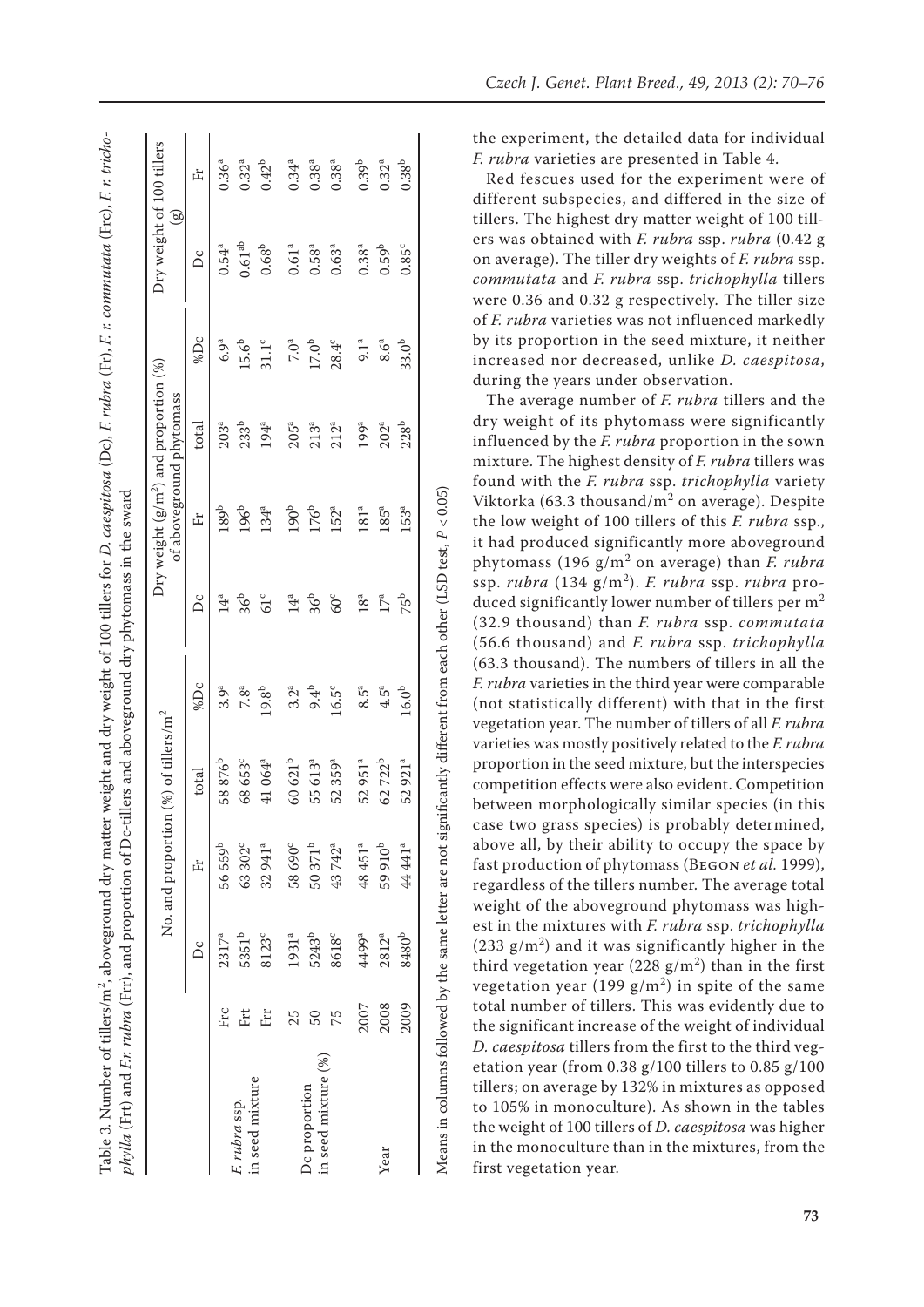Table 3. Number of tillers/m², aboveground dry matter weight and dry weight of 100 tillers for *D. caespitosa* (Dc), *F. rubra* (Fr), *F. r. commutata* (Frc), *F. r. trichophylla* (Frt) and *F. r. rubra* (Frr), and proportion of Dc-tillers and aboveground dry phytomass in the sward

| | | No. and proportion (%) of tillers/m² | | | | Dry weight (g/m²) and proportion (%) of aboveground phytomass | | | | Dry weight of 100 tillers (g) | |
|---|---|---|---|---|---|---|---|---|---|---|---|
| | | Dc | Fr | total | %Dc | Dc | Fr | total | %Dc | Dc | Fr |
| *F. rubra* ssp. in seed mixture | Frc | 2317[a] | 56 559[b] | 58 876[b] | 3.9[a] | 14[a] | 189[b] | 203[a] | 6.9[a] | 0.54[a] | 0.36[a] |
| | Frt | 5351[b] | 63 302[c] | 68 653[c] | 7.8[a] | 36[b] | 196[b] | 233[b] | 15.6[b] | 0.61[ab] | 0.32[a] |
| | Frr | 8123[c] | 32 941[a] | 41 064[a] | 19.8[b] | 61[c] | 134[a] | 194[a] | 31.1[c] | 0.68[b] | 0.42[b] |
| Dc proportion in seed mixture (%) | 25 | 1931[a] | 58 690[c] | 60 621[b] | 3.2[a] | 14[a] | 190[b] | 205[a] | 7.0[a] | 0.61[a] | 0.34[a] |
| | 50 | 5243[b] | 50 371[b] | 55 613[a] | 9.4[b] | 36[b] | 176[b] | 213[a] | 17.0[b] | 0.58[a] | 0.38[a] |
| | 75 | 8618[c] | 43 742[a] | 52 359[a] | 16.5[c] | 60[c] | 152[a] | 212[a] | 28.4[c] | 0.63[a] | 0.38[a] |
| Year | 2007 | 4499[a] | 48 451[a] | 52 951[a] | 8.5[a] | 18[a] | 181[a] | 199[a] | 9.1[a] | 0.38[a] | 0.39[b] |
| | 2008 | 2812[a] | 59 910[b] | 62 722[b] | 4.5[a] | 17[a] | 185[a] | 202[a] | 8.6[a] | 0.59[b] | 0.32[a] |
| | 2009 | 8480[b] | 44 441[a] | 52 921[a] | 16.0[b] | 75[b] | 153[a] | 228[b] | 33.0[b] | 0.85[c] | 0.38[b] |

Means in columns followed by the same letter are not significantly different from each other (LSD test, $P < 0.05$)

the experiment, the detailed data for individual *F. rubra* varieties are presented in Table 4.

Red fescues used for the experiment were of different subspecies, and differed in the size of tillers. The highest dry matter weight of 100 tillers was obtained with *F. rubra* ssp. *rubra* (0.42 g on average). The tiller dry weights of *F. rubra* ssp. *commutata* and *F. rubra* ssp. *trichophylla* tillers were 0.36 and 0.32 g respectively. The tiller size of *F. rubra* varieties was not influenced markedly by its proportion in the seed mixture, it neither increased nor decreased, unlike *D. caespitosa*, during the years under observation.

The average number of *F. rubra* tillers and the dry weight of its phytomass were significantly influenced by the *F. rubra* proportion in the sown mixture. The highest density of *F. rubra* tillers was found with the *F. rubra* ssp. *trichophylla* variety Viktorka (63.3 thousand/m² on average). Despite the low weight of 100 tillers of this *F. rubra* ssp., it had produced significantly more aboveground phytomass (196 g/m² on average) than *F. rubra* ssp. *rubra* (134 g/m²). *F. rubra* ssp. *rubra* produced significantly lower number of tillers per m² (32.9 thousand) than *F. rubra* ssp. *commutata* (56.6 thousand) and *F. rubra* ssp. *trichophylla* (63.3 thousand). The numbers of tillers in all the *F. rubra* varieties in the third year were comparable (not statistically different) with that in the first vegetation year. The number of tillers of all *F. rubra* varieties was mostly positively related to the *F. rubra* proportion in the seed mixture, but the interspecies competition effects were also evident. Competition between morphologically similar species (in this case two grass species) is probably determined, above all, by their ability to occupy the space by fast production of phytomass (Begon *et al.* 1999), regardless of the tillers number. The average total weight of the aboveground phytomass was highest in the mixtures with *F. rubra* ssp. *trichophylla* (233 g/m²) and it was significantly higher in the third vegetation year (228 g/m²) than in the first vegetation year (199 g/m²) in spite of the same total number of tillers. This was evidently due to the significant increase of the weight of individual *D. caespitosa* tillers from the first to the third vegetation year (from 0.38 g/100 tillers to 0.85 g/100 tillers; on average by 132% in mixtures as opposed to 105% in monoculture). As shown in the tables the weight of 100 tillers of *D. caespitosa* was higher in the monoculture than in the mixtures, from the first vegetation year.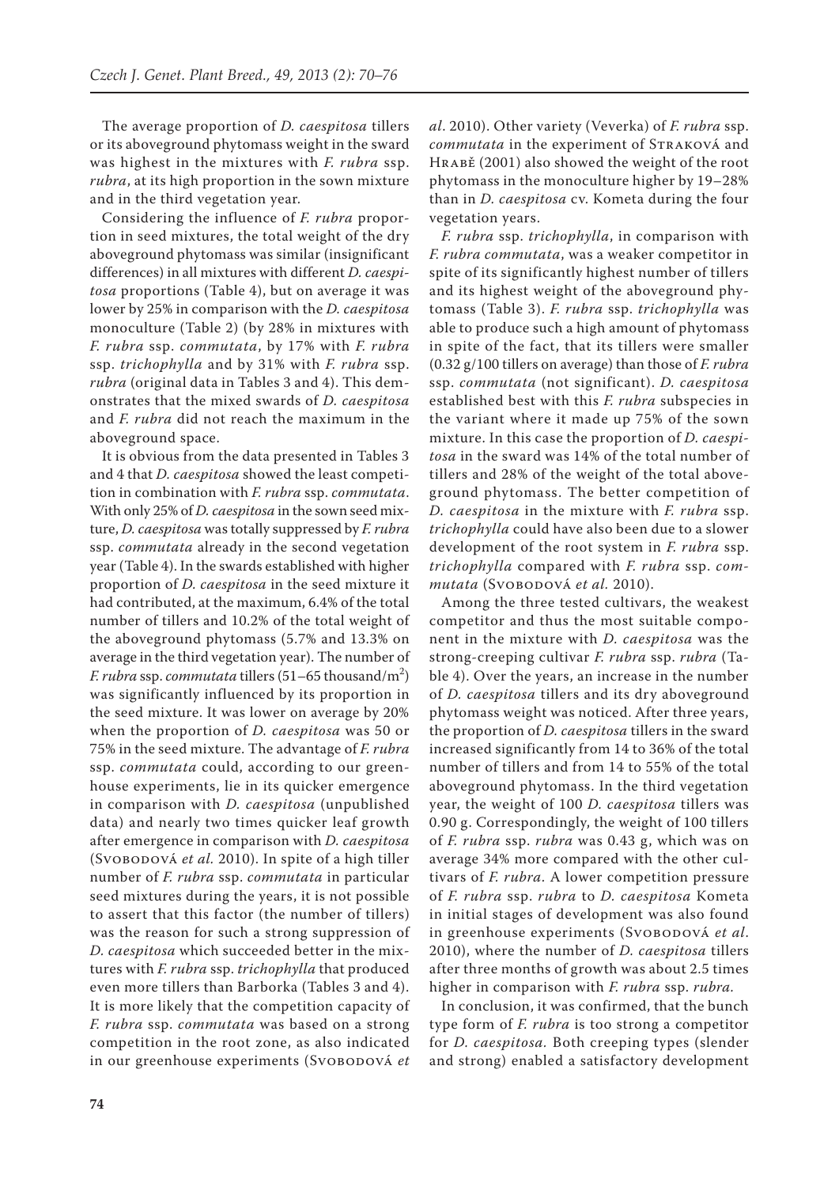The average proportion of *D. caespitosa* tillers or its aboveground phytomass weight in the sward was highest in the mixtures with *F. rubra* ssp. *rubra*, at its high proportion in the sown mixture and in the third vegetation year.

Considering the influence of *F. rubra* proportion in seed mixtures, the total weight of the dry aboveground phytomass was similar (insignificant differences) in all mixtures with different *D. caespitosa* proportions (Table 4), but on average it was lower by 25% in comparison with the *D. caespitosa* monoculture (Table 2) (by 28% in mixtures with *F. rubra* ssp. *commutata*, by 17% with *F. rubra* ssp. *trichophylla* and by 31% with *F. rubra* ssp. *rubra* (original data in Tables 3 and 4). This demonstrates that the mixed swards of *D. caespitosa* and *F. rubra* did not reach the maximum in the aboveground space.

It is obvious from the data presented in Tables 3 and 4 that *D. caespitosa* showed the least competition in combination with *F. rubra* ssp. *commutata*. With only 25% of *D. caespitosa* in the sown seed mixture, *D. caespitosa* was totally suppressed by *F. rubra* ssp. *commutata* already in the second vegetation year (Table 4). In the swards established with higher proportion of *D. caespitosa* in the seed mixture it had contributed, at the maximum, 6.4% of the total number of tillers and 10.2% of the total weight of the aboveground phytomass (5.7% and 13.3% on average in the third vegetation year). The number of *F. rubra* ssp. *commutata* tillers (51–65 thousand/m$^2$) was significantly influenced by its proportion in the seed mixture. It was lower on average by 20% when the proportion of *D. caespitosa* was 50 or 75% in the seed mixture. The advantage of *F. rubra* ssp. *commutata* could, according to our greenhouse experiments, lie in its quicker emergence in comparison with *D. caespitosa* (unpublished data) and nearly two times quicker leaf growth after emergence in comparison with *D. caespitosa* (Svobodová *et al.* 2010). In spite of a high tiller number of *F. rubra* ssp. *commutata* in particular seed mixtures during the years, it is not possible to assert that this factor (the number of tillers) was the reason for such a strong suppression of *D. caespitosa* which succeeded better in the mixtures with *F. rubra* ssp. *trichophylla* that produced even more tillers than Barborka (Tables 3 and 4). It is more likely that the competition capacity of *F. rubra* ssp. *commutata* was based on a strong competition in the root zone, as also indicated in our greenhouse experiments (Svobodová *et al*. 2010). Other variety (Veverka) of *F. rubra* ssp. *commutata* in the experiment of Straková and Hrabě (2001) also showed the weight of the root phytomass in the monoculture higher by 19–28% than in *D. caespitosa* cv. Kometa during the four vegetation years.

*F. rubra* ssp. *trichophylla*, in comparison with *F. rubra commutata*, was a weaker competitor in spite of its significantly highest number of tillers and its highest weight of the aboveground phytomass (Table 3). *F. rubra* ssp. *trichophylla* was able to produce such a high amount of phytomass in spite of the fact, that its tillers were smaller (0.32 g/100 tillers on average) than those of *F. rubra* ssp. *commutata* (not significant). *D. caespitosa* established best with this *F. rubra* subspecies in the variant where it made up 75% of the sown mixture. In this case the proportion of *D. caespitosa* in the sward was 14% of the total number of tillers and 28% of the weight of the total aboveground phytomass. The better competition of *D. caespitosa* in the mixture with *F. rubra* ssp. *trichophylla* could have also been due to a slower development of the root system in *F. rubra* ssp. *trichophylla* compared with *F. rubra* ssp. *commutata* (Svobodová *et al.* 2010).

Among the three tested cultivars, the weakest competitor and thus the most suitable component in the mixture with *D. caespitosa* was the strong-creeping cultivar *F. rubra* ssp. *rubra* (Table 4). Over the years, an increase in the number of *D. caespitosa* tillers and its dry aboveground phytomass weight was noticed. After three years, the proportion of *D. caespitosa* tillers in the sward increased significantly from 14 to 36% of the total number of tillers and from 14 to 55% of the total aboveground phytomass. In the third vegetation year, the weight of 100 *D. caespitosa* tillers was 0.90 g. Correspondingly, the weight of 100 tillers of *F. rubra* ssp. *rubra* was 0.43 g, which was on average 34% more compared with the other cultivars of *F. rubra*. A lower competition pressure of *F. rubra* ssp. *rubra* to *D. caespitosa* Kometa in initial stages of development was also found in greenhouse experiments (Svobodová *et al*. 2010), where the number of *D. caespitosa* tillers after three months of growth was about 2.5 times higher in comparison with *F. rubra* ssp. *rubra.*

In conclusion, it was confirmed, that the bunch type form of *F. rubra* is too strong a competitor for *D. caespitosa.* Both creeping types (slender and strong) enabled a satisfactory development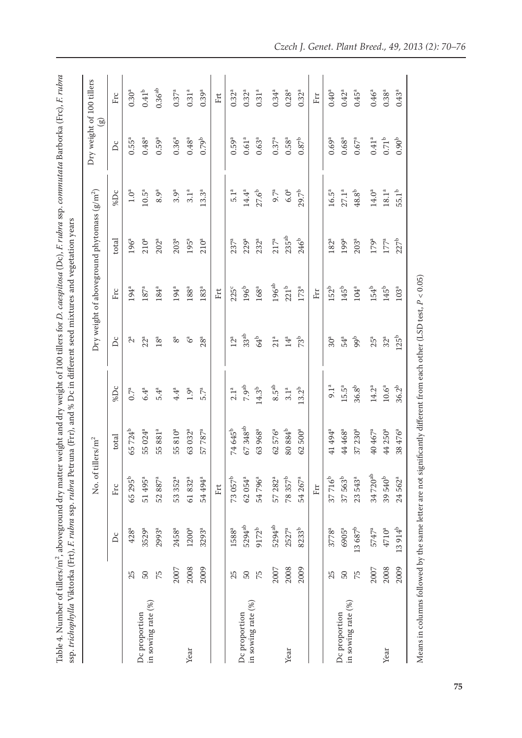Table 4. Number of tillers/m², aboveground dry matter weight and dry weight of 100 tillers for *D. caespitosa* (Dc), *F. rubra* ssp. *commutata* Barborka (Frc), *F. rubra* ssp. *trichophylla* Viktorka (Frt), *F. rubra* ssp. *rubra* Petruna (Frr), and % Dc in different seed mixtures and vegetation years

| | | No. of tillers/m² | | | | Dry weight of aboveground phytomass (g/m²) | | | | Dry weight of 100 tillers (g) | |
|---|---|---|---|---|---|---|---|---|---|---|---|
| | | Dc | Frc | total | %Dc | Dc | Frc | total | %Dc | Dc | Frc |
| Dc proportion in sowing rate (%) | 25 | 428[a] | 65 295[b] | 65 724[b] | 0.7[a] | 2[a] | 194[a] | 196[a] | 1.0[a] | 0.55[a] | 0.30[a] |
| | 50 | 3529[a] | 51 495[a] | 55 024[a] | 6.4[a] | 22[a] | 187[a] | 210[a] | 10.5[a] | 0.48[a] | 0.41[b] |
| | 75 | 2993[a] | 52 887[a] | 55 881[a] | 5.4[a] | 18[a] | 184[a] | 202[a] | 8.9[a] | 0.59[a] | 0.36[ab] |
| Year | 2007 | 2458[a] | 53 352[a] | 55 810[a] | 4.4[a] | 8[a] | 194[a] | 203[a] | 3.9[a] | 0.36[a] | 0.37[a] |
| | 2008 | 1200[a] | 61 832[a] | 63 032[a] | 1.9[a] | 6[a] | 188[a] | 195[a] | 3.1[a] | 0.48[a] | 0.31[a] |
| | 2009 | 3293[a] | 54 494[a] | 57 787[a] | 5.7[a] | 28[a] | 183[a] | 210[a] | 13.3[a] | 0.79[b] | 0.39[a] |
| | | | Frt | | | | Frt | | | | Frt |
| Dc proportion in sowing rate (%) | 25 | 1588[a] | 73 057[b] | 74 645[b] | 2.1[a] | 12[a] | 225[c] | 237[a] | 5.1[a] | 0.59[a] | 0.32[a] |
| | 50 | 5294[ab] | 62 054[a] | 67 348[ab] | 7.9[ab] | 33[ab] | 196[b] | 229[a] | 14.4[a] | 0.61[a] | 0.32[a] |
| | 75 | 9172[b] | 54 796[a] | 63 968[a] | 14.3[b] | 64[b] | 168[a] | 232[a] | 27.6[b] | 0.63[a] | 0.31[a] |
| Year | 2007 | 5294[ab] | 57 282[a] | 62 576[a] | 8.5[ab] | 21[a] | 196[ab] | 217[a] | 9.7[a] | 0.37[a] | 0.34[a] |
| | 2008 | 2527[a] | 78 357[b] | 80 884[b] | 3.1[a] | 14[a] | 221[b] | 235[ab] | 6.0[a] | 0.58[a] | 0.28[a] |
| | 2009 | 8233[b] | 54 267[a] | 62 500[a] | 13.2[b] | 73[b] | 173[a] | 246[b] | 29.7[b] | 0.87[b] | 0.32[a] |
| | | | Frr | | | | Frr | | | | Frr |
| Dc proportion in sowing rate (%) | 25 | 3778[a] | 37 716[b] | 41 494[a] | 9.1[a] | 30[a] | 152[b] | 182[a] | 16.5[a] | 0.69[a] | 0.40[a] |
| | 50 | 6905[a] | 37 563[b] | 44 468[a] | 15.5[a] | 54[a] | 145[b] | 199[a] | 27.1[a] | 0.68[a] | 0.42[a] |
| | 75 | 13 687[b] | 23 543[a] | 37 230[a] | 36.8[b] | 99[b] | 104[a] | 203[a] | 48.8[b] | 0.67[a] | 0.45[a] |
| Year | 2007 | 5747[a] | 34 720[ab] | 40 467[a] | 14.2[a] | 25[a] | 154[b] | 179[a] | 14.0[a] | 0.41[a] | 0.46[a] |
| | 2008 | 4710[a] | 39 540[b] | 44 250[a] | 10.6[a] | 32[a] | 145[b] | 177[a] | 18.1[a] | 0.71[b] | 0.38[a] |
| | 2009 | 13 914[b] | 24 562[a] | 38 476[a] | 36.2[b] | 125[b] | 103[a] | 227[b] | 55.1[b] | 0.90[b] | 0.43[a] |

Means in columns followed by the same letter are not significantly different from each other (LSD test, $P < 0.05$)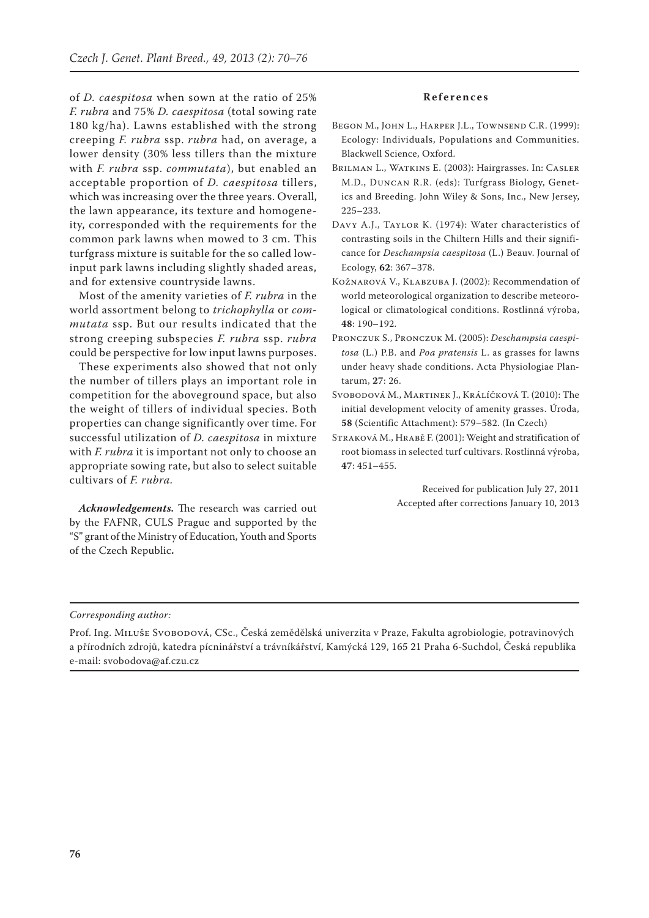of *D. caespitosa* when sown at the ratio of 25% *F. rubra* and 75% *D. caespitosa* (total sowing rate 180 kg/ha). Lawns established with the strong creeping *F. rubra* ssp. *rubra* had, on average, a lower density (30% less tillers than the mixture with *F. rubra* ssp. *commutata*), but enabled an acceptable proportion of *D. caespitosa* tillers, which was increasing over the three years. Overall, the lawn appearance, its texture and homogeneity, corresponded with the requirements for the common park lawns when mowed to 3 cm. This turfgrass mixture is suitable for the so called low-input park lawns including slightly shaded areas, and for extensive countryside lawns.

Most of the amenity varieties of *F. rubra* in the world assortment belong to *trichophylla* or *commutata* ssp. But our results indicated that the strong creeping subspecies *F. rubra* ssp. *rubra* could be perspective for low input lawns purposes.

These experiments also showed that not only the number of tillers plays an important role in competition for the aboveground space, but also the weight of tillers of individual species. Both properties can change significantly over time. For successful utilization of *D. caespitosa* in mixture with *F. rubra* it is important not only to choose an appropriate sowing rate, but also to select suitable cultivars of *F. rubra*.

***Acknowledgements.*** The research was carried out by the FAFNR, CULS Prague and supported by the "S" grant of the Ministry of Education, Youth and Sports of the Czech Republic**.**

## References

Begon M., John L., Harper J.L., Townsend C.R. (1999): Ecology: Individuals, Populations and Communities. Blackwell Science, Oxford.

Brilman L., Watkins E. (2003): Hairgrasses. In: Casler M.D., Duncan R.R. (eds): Turfgrass Biology, Genetics and Breeding. John Wiley & Sons, Inc., New Jersey, 225–233.

Davy A.J., Taylor K. (1974): Water characteristics of contrasting soils in the Chiltern Hills and their significance for *Deschampsia caespitosa* (L.) Beauv. Journal of Ecology, **62**: 367–378.

Kožnarová V., Klabzuba J. (2002): Recommendation of world meteorological organization to describe meteorological or climatological conditions. Rostlinná výroba, **48**: 190–192.

Pronczuk S., Pronczuk M. (2005): *Deschampsia caespitosa* (L.) P.B. and *Poa pratensis* L. as grasses for lawns under heavy shade conditions. Acta Physiologiae Plantarum, **27**: 26.

Svobodová M., Martinek J., Králíčková T. (2010): The initial development velocity of amenity grasses. Úroda, **58** (Scientific Attachment): 579–582. (In Czech)

Straková M., Hrabě F. (2001): Weight and stratification of root biomass in selected turf cultivars. Rostlinná výroba, **47**: 451–455.

Received for publication July 27, 2011
Accepted after corrections January 10, 2013

*Corresponding author:*

Prof. Ing. Miluše Svobodová, CSc., Česká zemědělská univerzita v Praze, Fakulta agrobiologie, potravinových a přírodních zdrojů, katedra pícninářství a trávníkářství, Kamýcká 129, 165 21 Praha 6-Suchdol, Česká republika
e-mail: svobodova@af.czu.cz